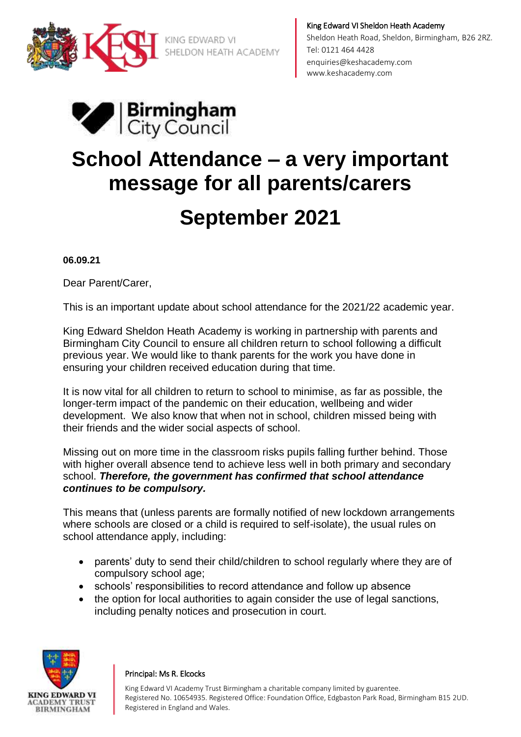King Edward VI Sheldon Heath Academy
Sheldon Heath Road, Sheldon, Birmingham, B26 2RZ.
Tel: 0121 464 4428
enquiries@keshacademy.com
www.keshacademy.com

# School Attendance – a very important message for all parents/carers

# September 2021

**06.09.21**

Dear Parent/Carer,

This is an important update about school attendance for the 2021/22 academic year.

King Edward Sheldon Heath Academy is working in partnership with parents and Birmingham City Council to ensure all children return to school following a difficult previous year. We would like to thank parents for the work you have done in ensuring your children received education during that time.

It is now vital for all children to return to school to minimise, as far as possible, the longer-term impact of the pandemic on their education, wellbeing and wider development. We also know that when not in school, children missed being with their friends and the wider social aspects of school.

Missing out on more time in the classroom risks pupils falling further behind. Those with higher overall absence tend to achieve less well in both primary and secondary school. ***Therefore, the government has confirmed that school attendance continues to be compulsory.***

This means that (unless parents are formally notified of new lockdown arrangements where schools are closed or a child is required to self-isolate), the usual rules on school attendance apply, including:

- parents' duty to send their child/children to school regularly where they are of compulsory school age;
- schools' responsibilities to record attendance and follow up absence
- the option for local authorities to again consider the use of legal sanctions, including penalty notices and prosecution in court.

Principal: Ms R. Elcocks

King Edward VI Academy Trust Birmingham a charitable company limited by guarentee.
Registered No. 10654935. Registered Office: Foundation Office, Edgbaston Park Road, Birmingham B15 2UD.
Registered in England and Wales.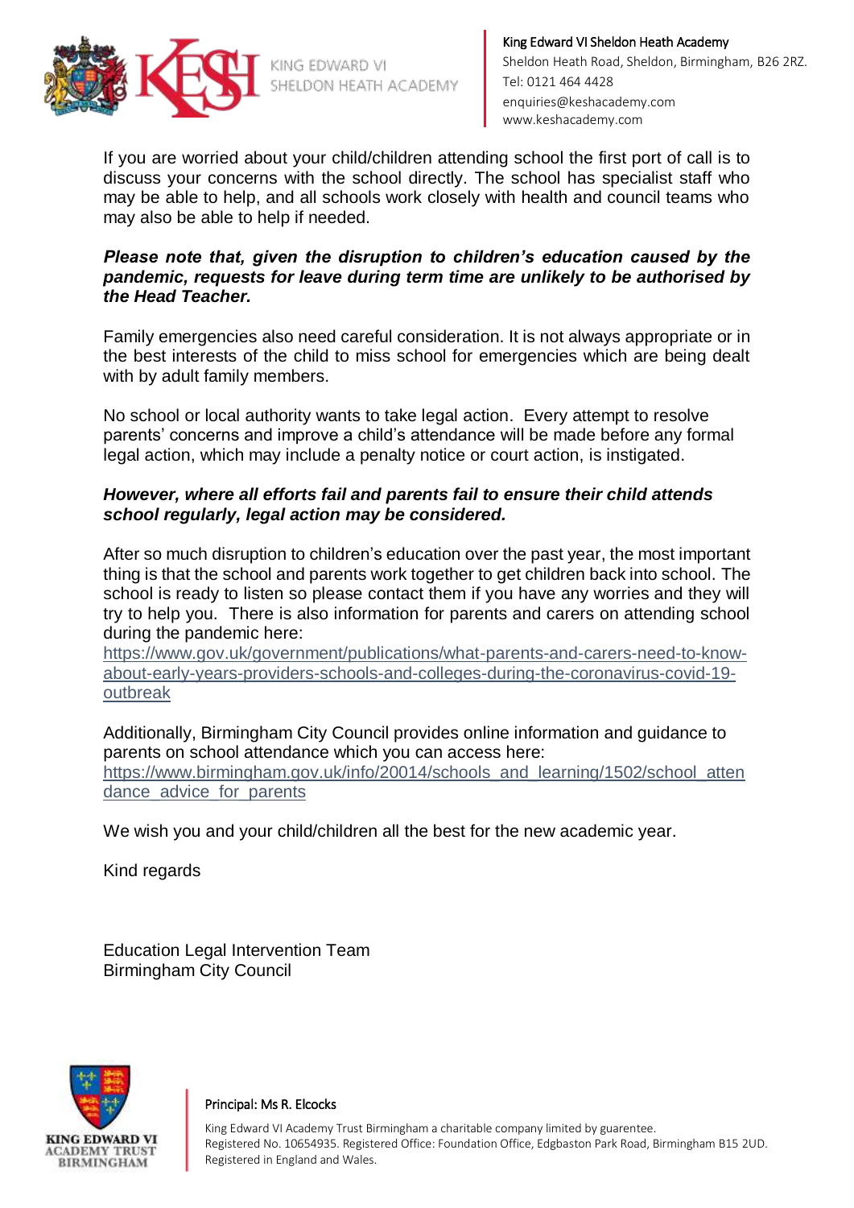If you are worried about your child/children attending school the first port of call is to discuss your concerns with the school directly. The school has specialist staff who may be able to help, and all schools work closely with health and council teams who may also be able to help if needed.

***Please note that, given the disruption to children's education caused by the pandemic, requests for leave during term time are unlikely to be authorised by the Head Teacher.***

Family emergencies also need careful consideration. It is not always appropriate or in the best interests of the child to miss school for emergencies which are being dealt with by adult family members.

No school or local authority wants to take legal action. Every attempt to resolve parents' concerns and improve a child's attendance will be made before any formal legal action, which may include a penalty notice or court action, is instigated.

***However, where all efforts fail and parents fail to ensure their child attends school regularly, legal action may be considered.***

After so much disruption to children's education over the past year, the most important thing is that the school and parents work together to get children back into school. The school is ready to listen so please contact them if you have any worries and they will try to help you. There is also information for parents and carers on attending school during the pandemic here:
https://www.gov.uk/government/publications/what-parents-and-carers-need-to-know-about-early-years-providers-schools-and-colleges-during-the-coronavirus-covid-19-outbreak

Additionally, Birmingham City Council provides online information and guidance to parents on school attendance which you can access here:
https://www.birmingham.gov.uk/info/20014/schools_and_learning/1502/school_attendance_advice_for_parents

We wish you and your child/children all the best for the new academic year.

Kind regards

Education Legal Intervention Team
Birmingham City Council